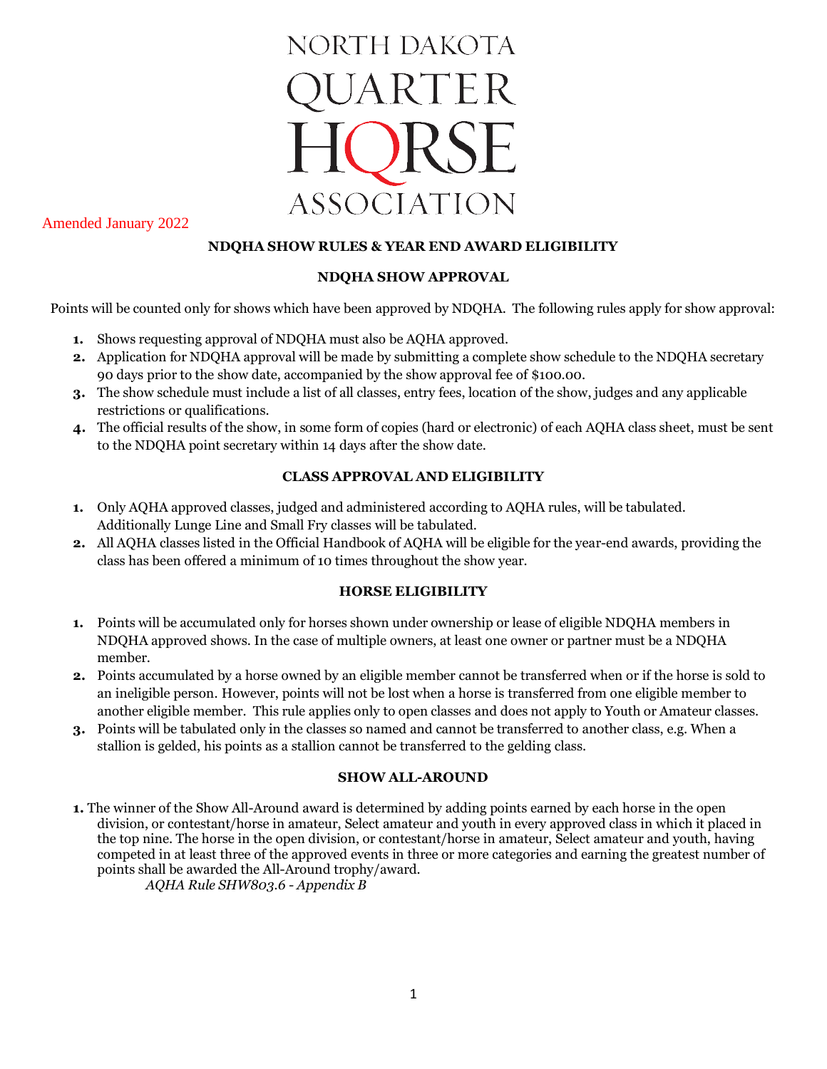NORTH DAKOTA QUARTER HORSE ASSOCIATION

Amended January 2022

## NDQHA SHOW RULES & YEAR END AWARD ELIGIBILITY

### NDQHA SHOW APPROVAL

Points will be counted only for shows which have been approved by NDQHA. The following rules apply for show approval:

1. Shows requesting approval of NDQHA must also be AQHA approved.
2. Application for NDQHA approval will be made by submitting a complete show schedule to the NDQHA secretary 90 days prior to the show date, accompanied by the show approval fee of $100.00.
3. The show schedule must include a list of all classes, entry fees, location of the show, judges and any applicable restrictions or qualifications.
4. The official results of the show, in some form of copies (hard or electronic) of each AQHA class sheet, must be sent to the NDQHA point secretary within 14 days after the show date.

### CLASS APPROVAL AND ELIGIBILITY

1. Only AQHA approved classes, judged and administered according to AQHA rules, will be tabulated. Additionally Lunge Line and Small Fry classes will be tabulated.
2. All AQHA classes listed in the Official Handbook of AQHA will be eligible for the year-end awards, providing the class has been offered a minimum of 10 times throughout the show year.

### HORSE ELIGIBILITY

1. Points will be accumulated only for horses shown under ownership or lease of eligible NDQHA members in NDQHA approved shows. In the case of multiple owners, at least one owner or partner must be a NDQHA member.
2. Points accumulated by a horse owned by an eligible member cannot be transferred when or if the horse is sold to an ineligible person. However, points will not be lost when a horse is transferred from one eligible member to another eligible member. This rule applies only to open classes and does not apply to Youth or Amateur classes.
3. Points will be tabulated only in the classes so named and cannot be transferred to another class, e.g. When a stallion is gelded, his points as a stallion cannot be transferred to the gelding class.

### SHOW ALL-AROUND

1. The winner of the Show All-Around award is determined by adding points earned by each horse in the open division, or contestant/horse in amateur, Select amateur and youth in every approved class in which it placed in the top nine. The horse in the open division, or contestant/horse in amateur, Select amateur and youth, having competed in at least three of the approved events in three or more categories and earning the greatest number of points shall be awarded the All-Around trophy/award.

   *AQHA Rule SHW803.6 - Appendix B*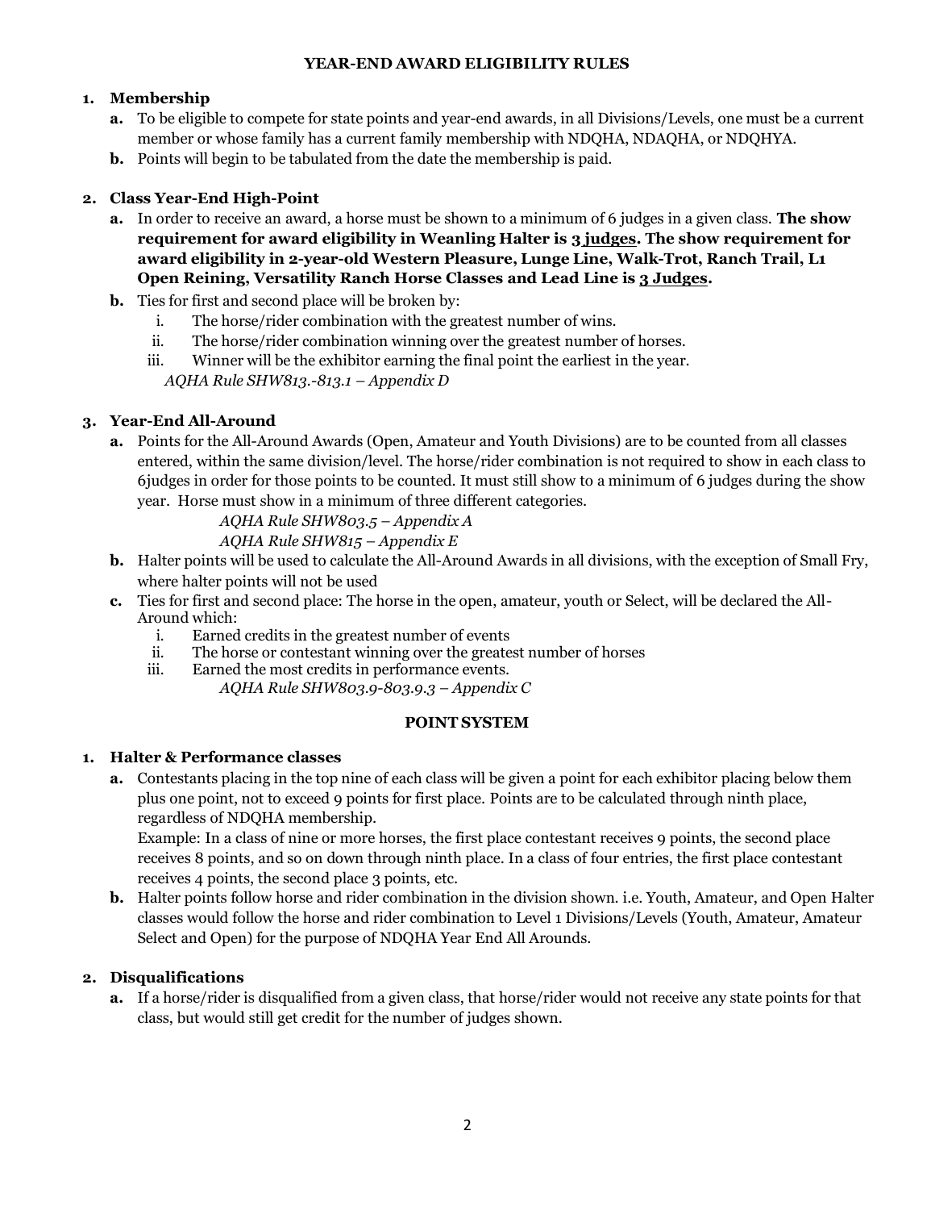## YEAR-END AWARD ELIGIBILITY RULES

1. **Membership**
   a. To be eligible to compete for state points and year-end awards, in all Divisions/Levels, one must be a current member or whose family has a current family membership with NDQHA, NDAQHA, or NDQHYA.
   b. Points will begin to be tabulated from the date the membership is paid.

2. **Class Year-End High-Point**
   a. In order to receive an award, a horse must be shown to a minimum of 6 judges in a given class. **The show requirement for award eligibility in Weanling Halter is 3 judges. The show requirement for award eligibility in 2-year-old Western Pleasure, Lunge Line, Walk-Trot, Ranch Trail, L1 Open Reining, Versatility Ranch Horse Classes and Lead Line is 3 Judges.**
   b. Ties for first and second place will be broken by:
      i. The horse/rider combination with the greatest number of wins.
      ii. The horse/rider combination winning over the greatest number of horses.
      iii. Winner will be the exhibitor earning the final point the earliest in the year.
      *AQHA Rule SHW813.-813.1 – Appendix D*

3. **Year-End All-Around**
   a. Points for the All-Around Awards (Open, Amateur and Youth Divisions) are to be counted from all classes entered, within the same division/level. The horse/rider combination is not required to show in each class to 6judges in order for those points to be counted. It must still show to a minimum of 6 judges during the show year. Horse must show in a minimum of three different categories.
      *AQHA Rule SHW803.5 – Appendix A*
      *AQHA Rule SHW815 – Appendix E*
   b. Halter points will be used to calculate the All-Around Awards in all divisions, with the exception of Small Fry, where halter points will not be used
   c. Ties for first and second place: The horse in the open, amateur, youth or Select, will be declared the All-Around which:
      i. Earned credits in the greatest number of events
      ii. The horse or contestant winning over the greatest number of horses
      iii. Earned the most credits in performance events.
      *AQHA Rule SHW803.9-803.9.3 – Appendix C*

## POINT SYSTEM

1. **Halter & Performance classes**
   a. Contestants placing in the top nine of each class will be given a point for each exhibitor placing below them plus one point, not to exceed 9 points for first place. Points are to be calculated through ninth place, regardless of NDQHA membership.
      Example: In a class of nine or more horses, the first place contestant receives 9 points, the second place receives 8 points, and so on down through ninth place. In a class of four entries, the first place contestant receives 4 points, the second place 3 points, etc.
   b. Halter points follow horse and rider combination in the division shown. i.e. Youth, Amateur, and Open Halter classes would follow the horse and rider combination to Level 1 Divisions/Levels (Youth, Amateur, Amateur Select and Open) for the purpose of NDQHA Year End All Arounds.

2. **Disqualifications**
   a. If a horse/rider is disqualified from a given class, that horse/rider would not receive any state points for that class, but would still get credit for the number of judges shown.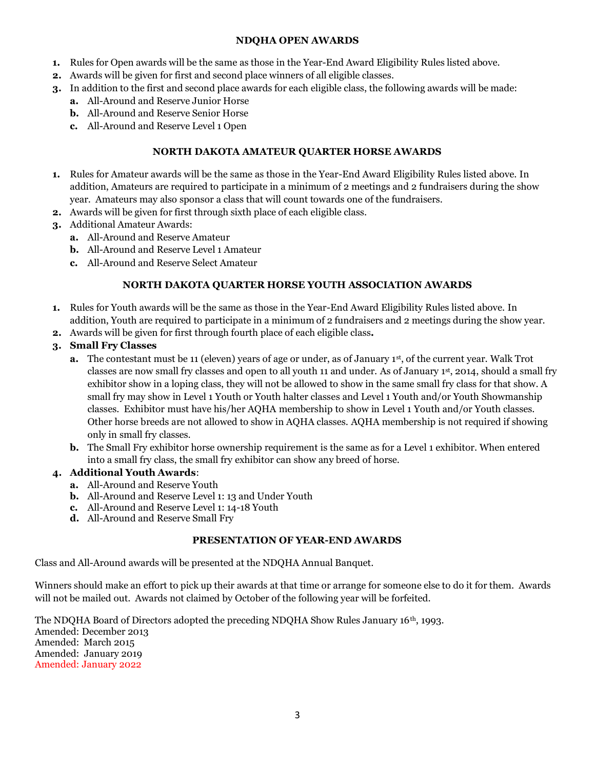## NDQHA OPEN AWARDS

1. Rules for Open awards will be the same as those in the Year-End Award Eligibility Rules listed above.
2. Awards will be given for first and second place winners of all eligible classes.
3. In addition to the first and second place awards for each eligible class, the following awards will be made:
   a. All-Around and Reserve Junior Horse
   b. All-Around and Reserve Senior Horse
   c. All-Around and Reserve Level 1 Open

## NORTH DAKOTA AMATEUR QUARTER HORSE AWARDS

1. Rules for Amateur awards will be the same as those in the Year-End Award Eligibility Rules listed above. In addition, Amateurs are required to participate in a minimum of 2 meetings and 2 fundraisers during the show year. Amateurs may also sponsor a class that will count towards one of the fundraisers.
2. Awards will be given for first through sixth place of each eligible class.
3. Additional Amateur Awards:
   a. All-Around and Reserve Amateur
   b. All-Around and Reserve Level 1 Amateur
   c. All-Around and Reserve Select Amateur

## NORTH DAKOTA QUARTER HORSE YOUTH ASSOCIATION AWARDS

1. Rules for Youth awards will be the same as those in the Year-End Award Eligibility Rules listed above. In addition, Youth are required to participate in a minimum of 2 fundraisers and 2 meetings during the show year.
2. Awards will be given for first through fourth place of each eligible class.
3. **Small Fry Classes**
   a. The contestant must be 11 (eleven) years of age or under, as of January 1st, of the current year. Walk Trot classes are now small fry classes and open to all youth 11 and under. As of January 1st, 2014, should a small fry exhibitor show in a loping class, they will not be allowed to show in the same small fry class for that show. A small fry may show in Level 1 Youth or Youth halter classes and Level 1 Youth and/or Youth Showmanship classes. Exhibitor must have his/her AQHA membership to show in Level 1 Youth and/or Youth classes. Other horse breeds are not allowed to show in AQHA classes. AQHA membership is not required if showing only in small fry classes.
   b. The Small Fry exhibitor horse ownership requirement is the same as for a Level 1 exhibitor. When entered into a small fry class, the small fry exhibitor can show any breed of horse.
4. **Additional Youth Awards**:
   a. All-Around and Reserve Youth
   b. All-Around and Reserve Level 1: 13 and Under Youth
   c. All-Around and Reserve Level 1: 14-18 Youth
   d. All-Around and Reserve Small Fry

## PRESENTATION OF YEAR-END AWARDS

Class and All-Around awards will be presented at the NDQHA Annual Banquet.

Winners should make an effort to pick up their awards at that time or arrange for someone else to do it for them. Awards will not be mailed out. Awards not claimed by October of the following year will be forfeited.

The NDQHA Board of Directors adopted the preceding NDQHA Show Rules January 16th, 1993.
Amended: December 2013
Amended: March 2015
Amended: January 2019
Amended: January 2022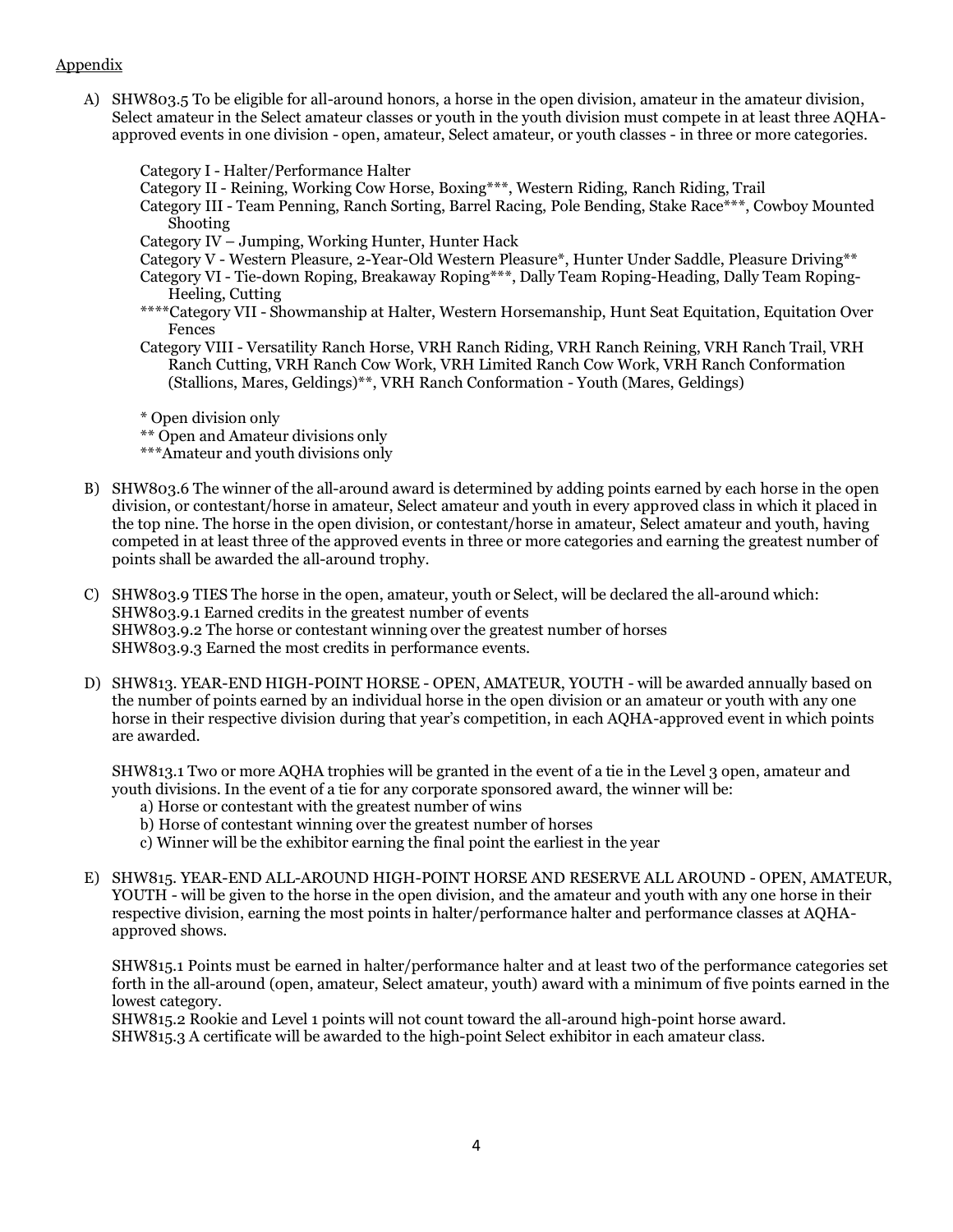Appendix

A) SHW803.5 To be eligible for all-around honors, a horse in the open division, amateur in the amateur division, Select amateur in the Select amateur classes or youth in the youth division must compete in at least three AQHA-approved events in one division - open, amateur, Select amateur, or youth classes - in three or more categories.

   Category I - Halter/Performance Halter
   Category II - Reining, Working Cow Horse, Boxing***, Western Riding, Ranch Riding, Trail
   Category III - Team Penning, Ranch Sorting, Barrel Racing, Pole Bending, Stake Race***, Cowboy Mounted Shooting
   Category IV – Jumping, Working Hunter, Hunter Hack
   Category V - Western Pleasure, 2-Year-Old Western Pleasure*, Hunter Under Saddle, Pleasure Driving**
   Category VI - Tie-down Roping, Breakaway Roping***, Dally Team Roping-Heading, Dally Team Roping-Heeling, Cutting
   ****Category VII - Showmanship at Halter, Western Horsemanship, Hunt Seat Equitation, Equitation Over Fences
   Category VIII - Versatility Ranch Horse, VRH Ranch Riding, VRH Ranch Reining, VRH Ranch Trail, VRH Ranch Cutting, VRH Ranch Cow Work, VRH Limited Ranch Cow Work, VRH Ranch Conformation (Stallions, Mares, Geldings)**, VRH Ranch Conformation - Youth (Mares, Geldings)

   * Open division only
   ** Open and Amateur divisions only
   ***Amateur and youth divisions only

B) SHW803.6 The winner of the all-around award is determined by adding points earned by each horse in the open division, or contestant/horse in amateur, Select amateur and youth in every approved class in which it placed in the top nine. The horse in the open division, or contestant/horse in amateur, Select amateur and youth, having competed in at least three of the approved events in three or more categories and earning the greatest number of points shall be awarded the all-around trophy.

C) SHW803.9 TIES The horse in the open, amateur, youth or Select, will be declared the all-around which:
   SHW803.9.1 Earned credits in the greatest number of events
   SHW803.9.2 The horse or contestant winning over the greatest number of horses
   SHW803.9.3 Earned the most credits in performance events.

D) SHW813. YEAR-END HIGH-POINT HORSE - OPEN, AMATEUR, YOUTH - will be awarded annually based on the number of points earned by an individual horse in the open division or an amateur or youth with any one horse in their respective division during that year's competition, in each AQHA-approved event in which points are awarded.

   SHW813.1 Two or more AQHA trophies will be granted in the event of a tie in the Level 3 open, amateur and youth divisions. In the event of a tie for any corporate sponsored award, the winner will be:
   a) Horse or contestant with the greatest number of wins
   b) Horse of contestant winning over the greatest number of horses
   c) Winner will be the exhibitor earning the final point the earliest in the year

E) SHW815. YEAR-END ALL-AROUND HIGH-POINT HORSE AND RESERVE ALL AROUND - OPEN, AMATEUR, YOUTH - will be given to the horse in the open division, and the amateur and youth with any one horse in their respective division, earning the most points in halter/performance halter and performance classes at AQHA-approved shows.

   SHW815.1 Points must be earned in halter/performance halter and at least two of the performance categories set forth in the all-around (open, amateur, Select amateur, youth) award with a minimum of five points earned in the lowest category.
   SHW815.2 Rookie and Level 1 points will not count toward the all-around high-point horse award.
   SHW815.3 A certificate will be awarded to the high-point Select exhibitor in each amateur class.